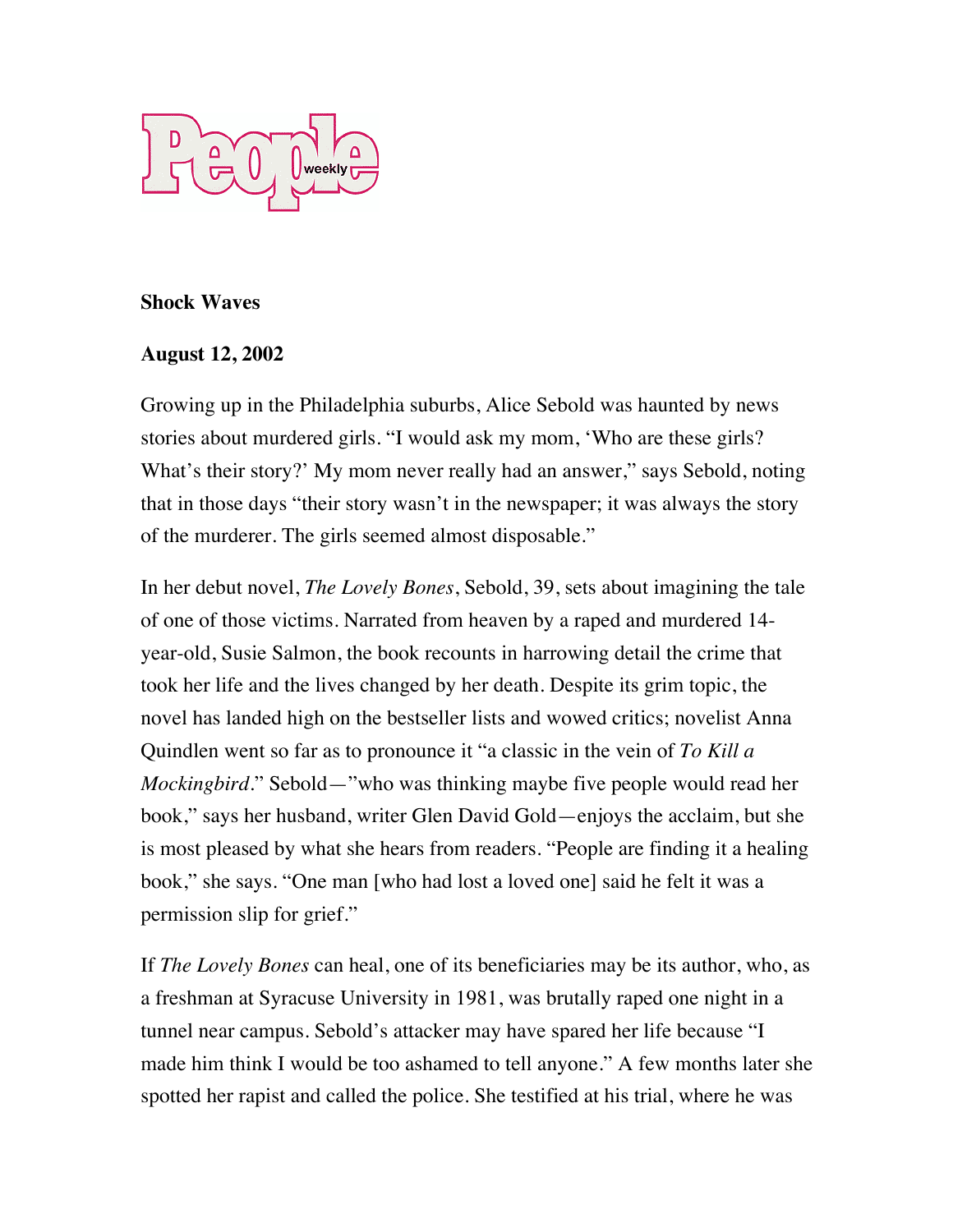People weekly

**Shock Waves**

**August 12, 2002**

Growing up in the Philadelphia suburbs, Alice Sebold was haunted by news stories about murdered girls. "I would ask my mom, 'Who are these girls? What's their story?' My mom never really had an answer," says Sebold, noting that in those days "their story wasn't in the newspaper; it was always the story of the murderer. The girls seemed almost disposable."

In her debut novel, *The Lovely Bones*, Sebold, 39, sets about imagining the tale of one of those victims. Narrated from heaven by a raped and murdered 14-year-old, Susie Salmon, the book recounts in harrowing detail the crime that took her life and the lives changed by her death. Despite its grim topic, the novel has landed high on the bestseller lists and wowed critics; novelist Anna Quindlen went so far as to pronounce it "a classic in the vein of *To Kill a Mockingbird*." Sebold—"who was thinking maybe five people would read her book," says her husband, writer Glen David Gold—enjoys the acclaim, but she is most pleased by what she hears from readers. "People are finding it a healing book," she says. "One man [who had lost a loved one] said he felt it was a permission slip for grief."

If *The Lovely Bones* can heal, one of its beneficiaries may be its author, who, as a freshman at Syracuse University in 1981, was brutally raped one night in a tunnel near campus. Sebold's attacker may have spared her life because "I made him think I would be too ashamed to tell anyone." A few months later she spotted her rapist and called the police. She testified at his trial, where he was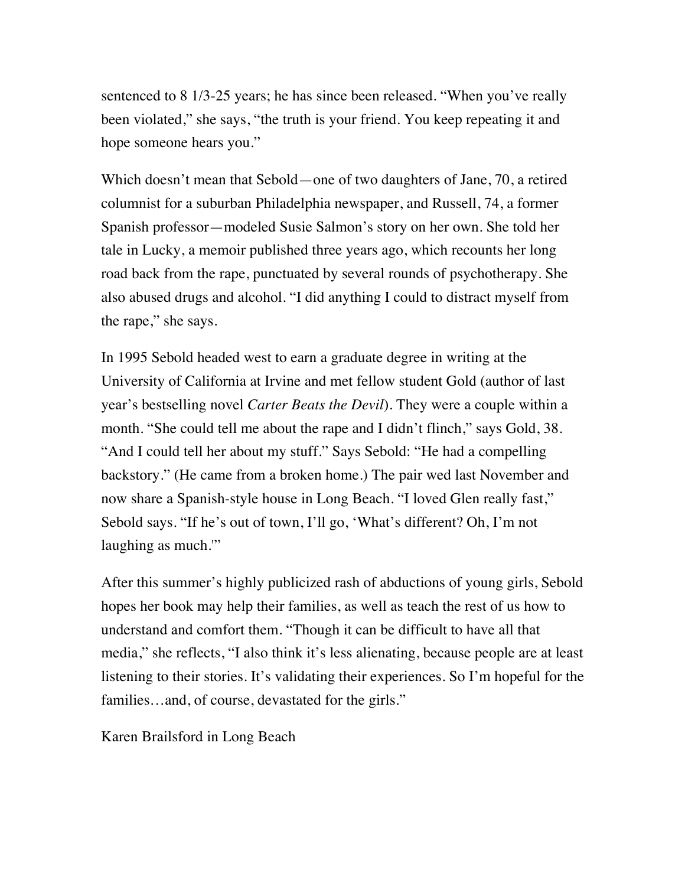sentenced to 8 1/3-25 years; he has since been released. “When you’ve really been violated,” she says, “the truth is your friend. You keep repeating it and hope someone hears you.”

Which doesn’t mean that Sebold—one of two daughters of Jane, 70, a retired columnist for a suburban Philadelphia newspaper, and Russell, 74, a former Spanish professor—modeled Susie Salmon’s story on her own. She told her tale in Lucky, a memoir published three years ago, which recounts her long road back from the rape, punctuated by several rounds of psychotherapy. She also abused drugs and alcohol. “I did anything I could to distract myself from the rape,” she says.

In 1995 Sebold headed west to earn a graduate degree in writing at the University of California at Irvine and met fellow student Gold (author of last year’s bestselling novel *Carter Beats the Devil*). They were a couple within a month. “She could tell me about the rape and I didn’t flinch,” says Gold, 38. “And I could tell her about my stuff.” Says Sebold: “He had a compelling backstory.” (He came from a broken home.) The pair wed last November and now share a Spanish-style house in Long Beach. “I loved Glen really fast,” Sebold says. “If he’s out of town, I’ll go, ‘What’s different? Oh, I’m not laughing as much.’”

After this summer’s highly publicized rash of abductions of young girls, Sebold hopes her book may help their families, as well as teach the rest of us how to understand and comfort them. “Though it can be difficult to have all that media,” she reflects, “I also think it’s less alienating, because people are at least listening to their stories. It’s validating their experiences. So I’m hopeful for the families…and, of course, devastated for the girls.”

Karen Brailsford in Long Beach